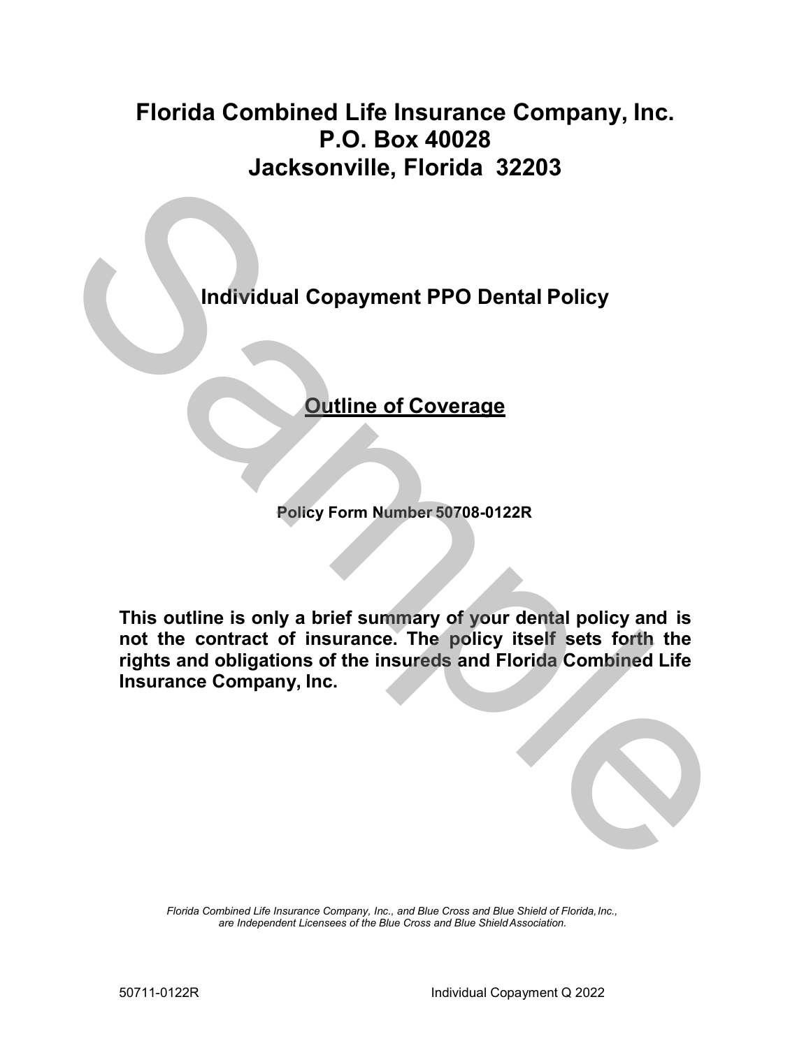# Florida Combined Life Insurance Company, Inc.
# P.O. Box 40028
# Jacksonville, Florida 32203

## Individual Copayment PPO Dental Policy

## <u>Outline of Coverage</u>

**Policy Form Number 50708-0122R**

**This outline is only a brief summary of your dental policy and is not the contract of insurance. The policy itself sets forth the rights and obligations of the insureds and Florida Combined Life Insurance Company, Inc.**

*Florida Combined Life Insurance Company, Inc., and Blue Cross and Blue Shield of Florida, Inc., are Independent Licensees of the Blue Cross and Blue Shield Association.*

50711-0122R Individual Copayment Q 2022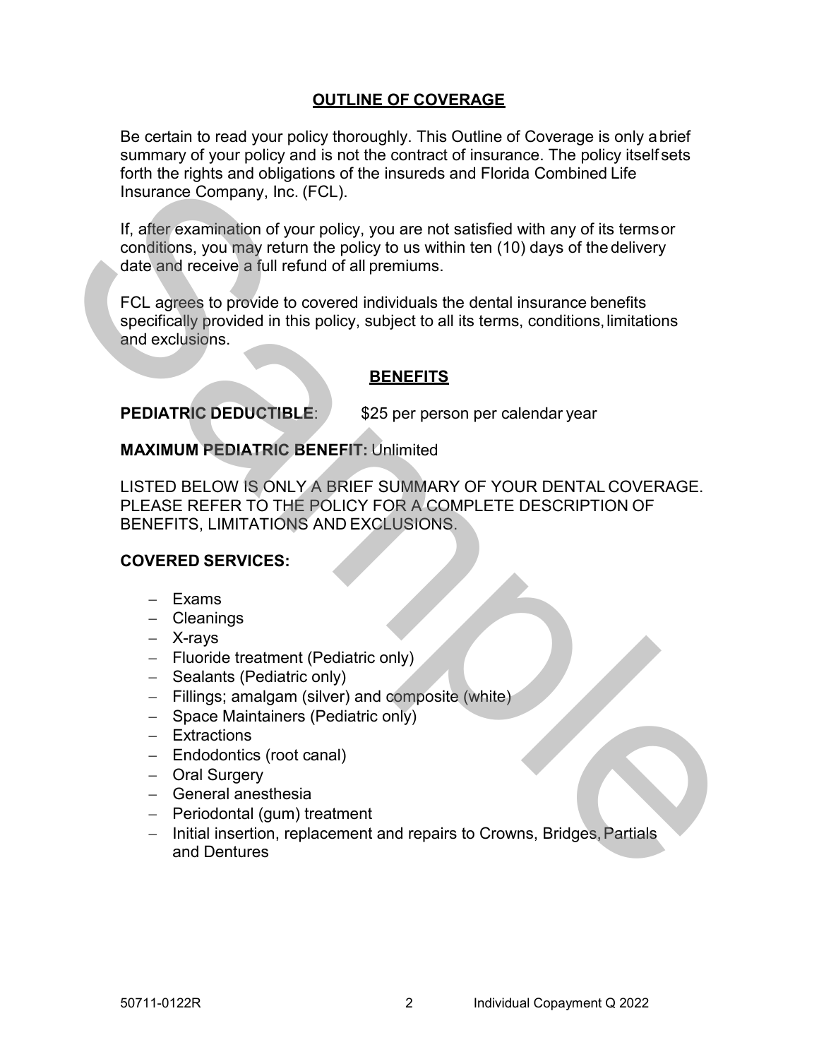## OUTLINE OF COVERAGE

Be certain to read your policy thoroughly. This Outline of Coverage is only a brief summary of your policy and is not the contract of insurance. The policy itself sets forth the rights and obligations of the insureds and Florida Combined Life Insurance Company, Inc. (FCL).

If, after examination of your policy, you are not satisfied with any of its terms or conditions, you may return the policy to us within ten (10) days of the delivery date and receive a full refund of all premiums.

FCL agrees to provide to covered individuals the dental insurance benefits specifically provided in this policy, subject to all its terms, conditions, limitations and exclusions.

## BENEFITS

**PEDIATRIC DEDUCTIBLE**: $25 per person per calendar year

**MAXIMUM PEDIATRIC BENEFIT:** Unlimited

LISTED BELOW IS ONLY A BRIEF SUMMARY OF YOUR DENTAL COVERAGE. PLEASE REFER TO THE POLICY FOR A COMPLETE DESCRIPTION OF BENEFITS, LIMITATIONS AND EXCLUSIONS.

**COVERED SERVICES:**

- Exams
- Cleanings
- X-rays
- Fluoride treatment (Pediatric only)
- Sealants (Pediatric only)
- Fillings; amalgam (silver) and composite (white)
- Space Maintainers (Pediatric only)
- Extractions
- Endodontics (root canal)
- Oral Surgery
- General anesthesia
- Periodontal (gum) treatment
- Initial insertion, replacement and repairs to Crowns, Bridges, Partials and Dentures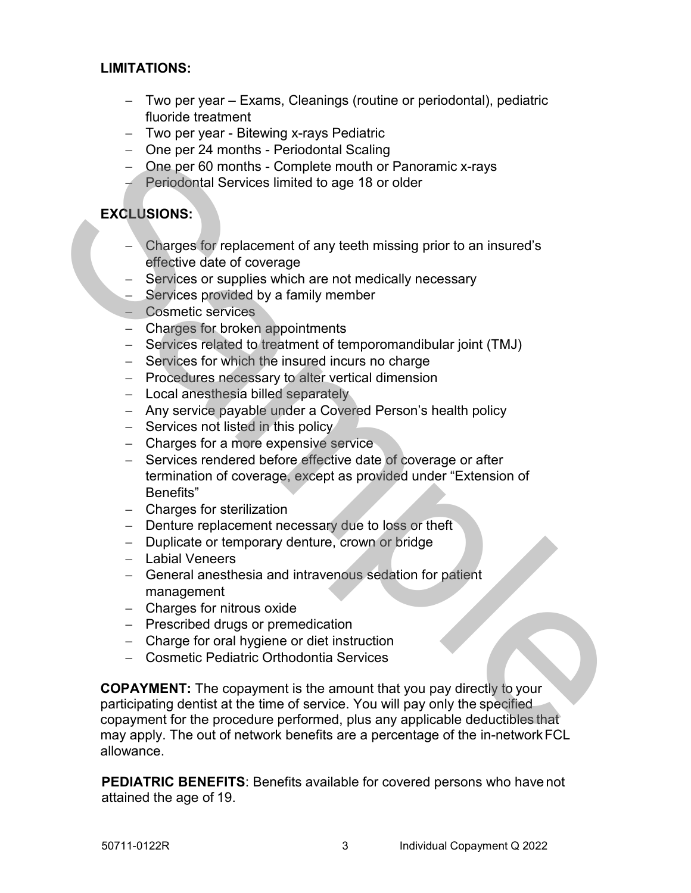**LIMITATIONS:**

- Two per year – Exams, Cleanings (routine or periodontal), pediatric fluoride treatment
- Two per year - Bitewing x-rays Pediatric
- One per 24 months - Periodontal Scaling
- One per 60 months - Complete mouth or Panoramic x-rays
- Periodontal Services limited to age 18 or older

**EXCLUSIONS:**

- Charges for replacement of any teeth missing prior to an insured's effective date of coverage
- Services or supplies which are not medically necessary
- Services provided by a family member
- Cosmetic services
- Charges for broken appointments
- Services related to treatment of temporomandibular joint (TMJ)
- Services for which the insured incurs no charge
- Procedures necessary to alter vertical dimension
- Local anesthesia billed separately
- Any service payable under a Covered Person's health policy
- Services not listed in this policy
- Charges for a more expensive service
- Services rendered before effective date of coverage or after termination of coverage, except as provided under "Extension of Benefits"
- Charges for sterilization
- Denture replacement necessary due to loss or theft
- Duplicate or temporary denture, crown or bridge
- Labial Veneers
- General anesthesia and intravenous sedation for patient management
- Charges for nitrous oxide
- Prescribed drugs or premedication
- Charge for oral hygiene or diet instruction
- Cosmetic Pediatric Orthodontia Services

**COPAYMENT:** The copayment is the amount that you pay directly to your participating dentist at the time of service. You will pay only the specified copayment for the procedure performed, plus any applicable deductibles that may apply. The out of network benefits are a percentage of the in-network FCL allowance.

**PEDIATRIC BENEFITS**: Benefits available for covered persons who have not attained the age of 19.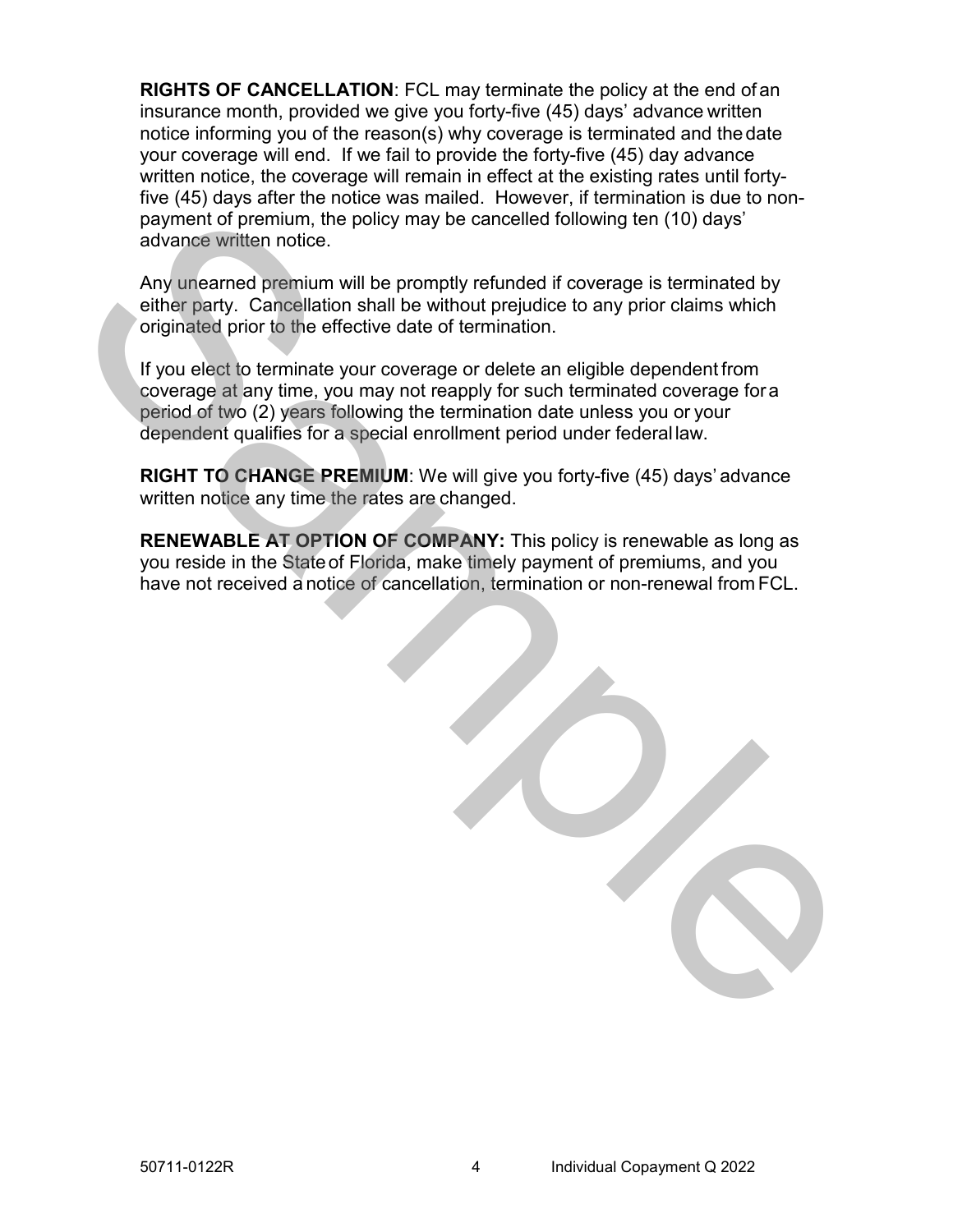**RIGHTS OF CANCELLATION**: FCL may terminate the policy at the end of an insurance month, provided we give you forty-five (45) days' advance written notice informing you of the reason(s) why coverage is terminated and the date your coverage will end. If we fail to provide the forty-five (45) day advance written notice, the coverage will remain in effect at the existing rates until forty-five (45) days after the notice was mailed. However, if termination is due to non-payment of premium, the policy may be cancelled following ten (10) days' advance written notice.

Any unearned premium will be promptly refunded if coverage is terminated by either party. Cancellation shall be without prejudice to any prior claims which originated prior to the effective date of termination.

If you elect to terminate your coverage or delete an eligible dependent from coverage at any time, you may not reapply for such terminated coverage for a period of two (2) years following the termination date unless you or your dependent qualifies for a special enrollment period under federal law.

**RIGHT TO CHANGE PREMIUM**: We will give you forty-five (45) days' advance written notice any time the rates are changed.

**RENEWABLE AT OPTION OF COMPANY:** This policy is renewable as long as you reside in the State of Florida, make timely payment of premiums, and you have not received a notice of cancellation, termination or non-renewal from FCL.